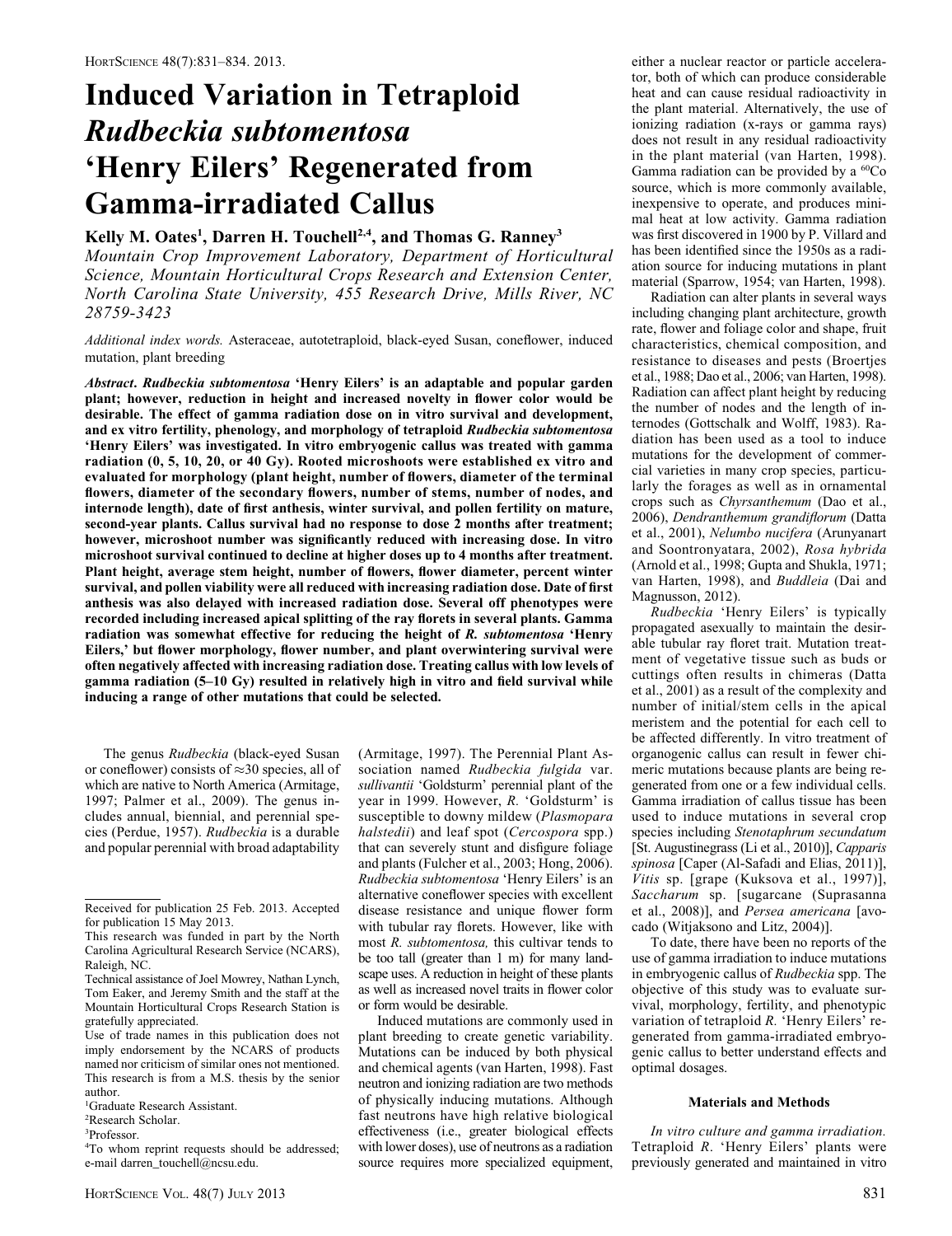# Induced Variation in Tetraploid *Rudbeckia subtomentosa* 'Henry Eilers' Regenerated from Gamma-irradiated Callus

**Kelly M. Oates[1], Darren H. Touchell[2,4], and Thomas G. Ranney[3]**

*Mountain Crop Improvement Laboratory, Department of Horticultural Science, Mountain Horticultural Crops Research and Extension Center, North Carolina State University, 455 Research Drive, Mills River, NC 28759-3423*

*Additional index words.* Asteraceae, autotetraploid, black-eyed Susan, coneflower, induced mutation, plant breeding

***Abstract*. *Rudbeckia subtomentosa* 'Henry Eilers' is an adaptable and popular garden plant; however, reduction in height and increased novelty in flower color would be desirable. The effect of gamma radiation dose on in vitro survival and development, and ex vitro fertility, phenology, and morphology of tetraploid *Rudbeckia subtomentosa* 'Henry Eilers' was investigated. In vitro embryogenic callus was treated with gamma radiation (0, 5, 10, 20, or 40 Gy). Rooted microshoots were established ex vitro and evaluated for morphology (plant height, number of flowers, diameter of the terminal flowers, diameter of the secondary flowers, number of stems, number of nodes, and internode length), date of first anthesis, winter survival, and pollen fertility on mature, second-year plants. Callus survival had no response to dose 2 months after treatment; however, microshoot number was significantly reduced with increasing dose. In vitro microshoot survival continued to decline at higher doses up to 4 months after treatment. Plant height, average stem height, number of flowers, flower diameter, percent winter survival, and pollen viability were all reduced with increasing radiation dose. Date of first anthesis was also delayed with increased radiation dose. Several off phenotypes were recorded including increased apical splitting of the ray florets in several plants. Gamma radiation was somewhat effective for reducing the height of *R. subtomentosa* 'Henry Eilers,' but flower morphology, flower number, and plant overwintering survival were often negatively affected with increasing radiation dose. Treating callus with low levels of gamma radiation (5–10 Gy) resulted in relatively high in vitro and field survival while inducing a range of other mutations that could be selected.**

The genus *Rudbeckia* (black-eyed Susan or coneflower) consists of ≈30 species, all of which are native to North America (Armitage, 1997; Palmer et al., 2009). The genus includes annual, biennial, and perennial species (Perdue, 1957). *Rudbeckia* is a durable and popular perennial with broad adaptability (Armitage, 1997). The Perennial Plant Association named *Rudbeckia fulgida* var. *sullivantii* 'Goldsturm' perennial plant of the year in 1999. However, *R.* 'Goldsturm' is susceptible to downy mildew (*Plasmopara halstedii*) and leaf spot (*Cercospora* spp.) that can severely stunt and disfigure foliage and plants (Fulcher et al., 2003; Hong, 2006). *Rudbeckia subtomentosa* 'Henry Eilers' is an alternative coneflower species with excellent disease resistance and unique flower form with tubular ray florets. However, like with most *R. subtomentosa,* this cultivar tends to be too tall (greater than 1 m) for many landscape uses. A reduction in height of these plants as well as increased novel traits in flower color or form would be desirable.

Induced mutations are commonly used in plant breeding to create genetic variability. Mutations can be induced by both physical and chemical agents (van Harten, 1998). Fast neutron and ionizing radiation are two methods of physically inducing mutations. Although fast neutrons have high relative biological effectiveness (i.e., greater biological effects with lower doses), use of neutrons as a radiation source requires more specialized equipment, either a nuclear reactor or particle accelerator, both of which can produce considerable heat and can cause residual radioactivity in the plant material. Alternatively, the use of ionizing radiation (x-rays or gamma rays) does not result in any residual radioactivity in the plant material (van Harten, 1998). Gamma radiation can be provided by a $^{60}$Co source, which is more commonly available, inexpensive to operate, and produces minimal heat at low activity. Gamma radiation was first discovered in 1900 by P. Villard and has been identified since the 1950s as a radiation source for inducing mutations in plant material (Sparrow, 1954; van Harten, 1998).

Radiation can alter plants in several ways including changing plant architecture, growth rate, flower and foliage color and shape, fruit characteristics, chemical composition, and resistance to diseases and pests (Broertjes et al., 1988; Dao et al., 2006; van Harten, 1998). Radiation can affect plant height by reducing the number of nodes and the length of internodes (Gottschalk and Wolff, 1983). Radiation has been used as a tool to induce mutations for the development of commercial varieties in many crop species, particularly the forages as well as in ornamental crops such as *Chyrsanthemum* (Dao et al., 2006), *Dendranthemum grandiflorum* (Datta et al., 2001), *Nelumbo nucifera* (Arunyanart and Soontronyatara, 2002), *Rosa hybrida* (Arnold et al., 1998; Gupta and Shukla, 1971; van Harten, 1998), and *Buddleia* (Dai and Magnusson, 2012).

*Rudbeckia* 'Henry Eilers' is typically propagated asexually to maintain the desirable tubular ray floret trait. Mutation treatment of vegetative tissue such as buds or cuttings often results in chimeras (Datta et al., 2001) as a result of the complexity and number of initial/stem cells in the apical meristem and the potential for each cell to be affected differently. In vitro treatment of organogenic callus can result in fewer chimeric mutations because plants are being regenerated from one or a few individual cells. Gamma irradiation of callus tissue has been used to induce mutations in several crop species including *Stenotaphrum secundatum* [St. Augustinegrass (Li et al., 2010)], *Capparis spinosa* [Caper (Al-Safadi and Elias, 2011)], *Vitis* sp. [grape (Kuksova et al., 1997)], *Saccharum* sp. [sugarcane (Suprasanna et al., 2008)], and *Persea americana* [avocado (Witjaksono and Litz, 2004)].

To date, there have been no reports of the use of gamma irradiation to induce mutations in embryogenic callus of *Rudbeckia* spp. The objective of this study was to evaluate survival, morphology, fertility, and phenotypic variation of tetraploid *R.* 'Henry Eilers' regenerated from gamma-irradiated embryogenic callus to better understand effects and optimal dosages.

## Materials and Methods

*In vitro culture and gamma irradiation.* Tetraploid *R.* 'Henry Eilers' plants were previously generated and maintained in vitro

---

Received for publication 25 Feb. 2013. Accepted for publication 15 May 2013.

This research was funded in part by the North Carolina Agricultural Research Service (NCARS), Raleigh, NC.

Technical assistance of Joel Mowrey, Nathan Lynch, Tom Eaker, and Jeremy Smith and the staff at the Mountain Horticultural Crops Research Station is gratefully appreciated.

Use of trade names in this publication does not imply endorsement by the NCARS of products named nor criticism of similar ones not mentioned.

This research is from a M.S. thesis by the senior author.

[1]Graduate Research Assistant.

[2]Research Scholar.

[3]Professor.

[4]To whom reprint requests should be addressed; e-mail darren_touchell@ncsu.edu.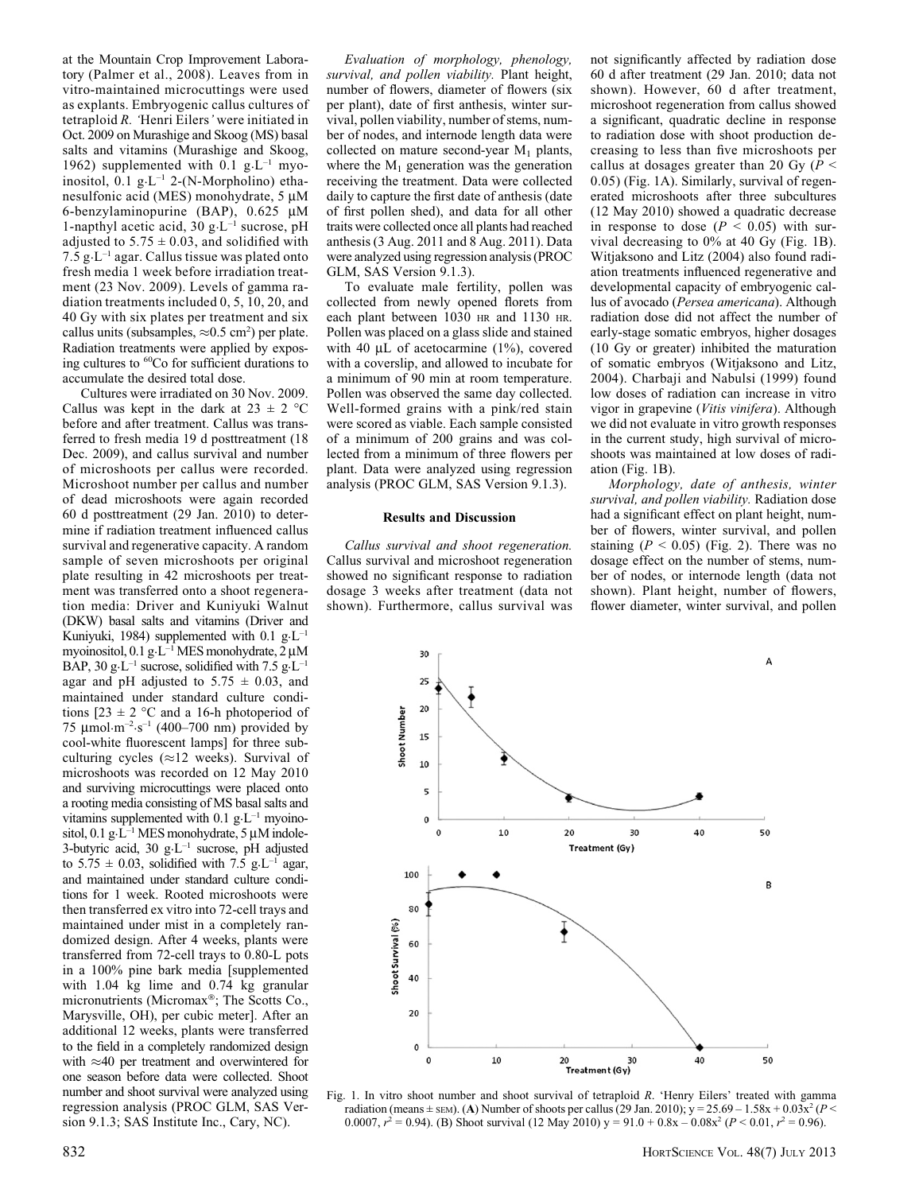at the Mountain Crop Improvement Laboratory (Palmer et al., 2008). Leaves from in vitro-maintained microcuttings were used as explants. Embryogenic callus cultures of tetraploid *R.* 'Henri Eilers' were initiated in Oct. 2009 on Murashige and Skoog (MS) basal salts and vitamins (Murashige and Skoog, 1962) supplemented with 0.1 g·L$^{-1}$ myoinositol, 0.1 g·L$^{-1}$ 2-(N-Morpholino) ethanesulfonic acid (MES) monohydrate, 5 μM 6-benzylaminopurine (BAP), 0.625 μM 1-napthyl acetic acid, 30 g·L$^{-1}$ sucrose, pH adjusted to 5.75 ± 0.03, and solidified with 7.5 g·L$^{-1}$ agar. Callus tissue was plated onto fresh media 1 week before irradiation treatment (23 Nov. 2009). Levels of gamma radiation treatments included 0, 5, 10, 20, and 40 Gy with six plates per treatment and six callus units (subsamples, ≈0.5 cm$^2$) per plate. Radiation treatments were applied by exposing cultures to $^{60}$Co for sufficient durations to accumulate the desired total dose.

Cultures were irradiated on 30 Nov. 2009. Callus was kept in the dark at 23 ± 2 °C before and after treatment. Callus was transferred to fresh media 19 d posttreatment (18 Dec. 2009), and callus survival and number of microshoots per callus were recorded. Microshoot number per callus and number of dead microshoots were again recorded 60 d posttreatment (29 Jan. 2010) to determine if radiation treatment influenced callus survival and regenerative capacity. A random sample of seven microshoots per original plate resulting in 42 microshoots per treatment was transferred onto a shoot regeneration media: Driver and Kuniyuki Walnut (DKW) basal salts and vitamins (Driver and Kuniyuki, 1984) supplemented with 0.1 g·L$^{-1}$ myoinositol, 0.1 g·L$^{-1}$ MES monohydrate, 2 μM BAP, 30 g·L$^{-1}$ sucrose, solidified with 7.5 g·L$^{-1}$ agar and pH adjusted to 5.75 ± 0.03, and maintained under standard culture conditions [23 ± 2 °C and a 16-h photoperiod of 75 μmol·m$^{-2}$·s$^{-1}$ (400–700 nm) provided by cool-white fluorescent lamps] for three subculturing cycles (≈12 weeks). Survival of microshoots was recorded on 12 May 2010 and surviving microcuttings were placed onto a rooting media consisting of MS basal salts and vitamins supplemented with 0.1 g·L$^{-1}$ myoinositol, 0.1 g·L$^{-1}$ MES monohydrate, 5 μM indole-3-butyric acid, 30 g·L$^{-1}$ sucrose, pH adjusted to 5.75 ± 0.03, solidified with 7.5 g·L$^{-1}$ agar, and maintained under standard culture conditions for 1 week. Rooted microshoots were then transferred ex vitro into 72-cell trays and maintained under mist in a completely randomized design. After 4 weeks, plants were transferred from 72-cell trays to 0.80-L pots in a 100% pine bark media [supplemented with 1.04 kg lime and 0.74 kg granular micronutrients (Micromax®; The Scotts Co., Marysville, OH), per cubic meter]. After an additional 12 weeks, plants were transferred to the field in a completely randomized design with ≈40 per treatment and overwintered for one season before data were collected. Shoot number and shoot survival were analyzed using regression analysis (PROC GLM, SAS Version 9.1.3; SAS Institute Inc., Cary, NC).

*Evaluation of morphology, phenology, survival, and pollen viability.* Plant height, number of flowers, diameter of flowers (six per plant), date of first anthesis, winter survival, pollen viability, number of stems, number of nodes, and internode length data were collected on mature second-year $M_1$ plants, where the $M_1$ generation was the generation receiving the treatment. Data were collected daily to capture the first date of anthesis (date of first pollen shed), and data for all other traits were collected once all plants had reached anthesis (3 Aug. 2011 and 8 Aug. 2011). Data were analyzed using regression analysis (PROC GLM, SAS Version 9.1.3).

To evaluate male fertility, pollen was collected from newly opened florets from each plant between 1030 HR and 1130 HR. Pollen was placed on a glass slide and stained with 40 μL of acetocarmine (1%), covered with a coverslip, and allowed to incubate for a minimum of 90 min at room temperature. Pollen was observed the same day collected. Well-formed grains with a pink/red stain were scored as viable. Each sample consisted of a minimum of 200 grains and was collected from a minimum of three flowers per plant. Data were analyzed using regression analysis (PROC GLM, SAS Version 9.1.3).

## Results and Discussion

*Callus survival and shoot regeneration.* Callus survival and microshoot regeneration showed no significant response to radiation dosage 3 weeks after treatment (data not shown). Furthermore, callus survival was not significantly affected by radiation dose 60 d after treatment (29 Jan. 2010; data not shown). However, 60 d after treatment, microshoot regeneration from callus showed a significant, quadratic decline in response to radiation dose with shoot production decreasing to less than five microshoots per callus at dosages greater than 20 Gy ($P$ < 0.05) (Fig. 1A). Similarly, survival of regenerated microshoots after three subcultures (12 May 2010) showed a quadratic decrease in response to dose ($P$ < 0.05) with survival decreasing to 0% at 40 Gy (Fig. 1B). Witjaksono and Litz (2004) also found radiation treatments influenced regenerative and developmental capacity of embryogenic callus of avocado (*Persea americana*). Although radiation dose did not affect the number of early-stage somatic embryos, higher dosages (10 Gy or greater) inhibited the maturation of somatic embryos (Witjaksono and Litz, 2004). Charbaji and Nabulsi (1999) found low doses of radiation can increase in vitro vigor in grapevine (*Vitis vinifera*). Although we did not evaluate in vitro growth responses in the current study, high survival of microshoots was maintained at low doses of radiation (Fig. 1B).

*Morphology, date of anthesis, winter survival, and pollen viability.* Radiation dose had a significant effect on plant height, number of flowers, winter survival, and pollen staining ($P$ < 0.05) (Fig. 2). There was no dosage effect on the number of stems, number of nodes, or internode length (data not shown). Plant height, number of flowers, flower diameter, winter survival, and pollen

Fig. 1. In vitro shoot number and shoot survival of tetraploid *R.* 'Henry Eilers' treated with gamma radiation (means ± SEM). (**A**) Number of shoots per callus (29 Jan. 2010); $y = 25.69 - 1.58x + 0.03x^2$ ($P$ < 0.0007, $r^2$ = 0.94). (B) Shoot survival (12 May 2010) $y = 91.0 + 0.8x - 0.08x^2$ ($P$ < 0.01, $r^2$ = 0.96).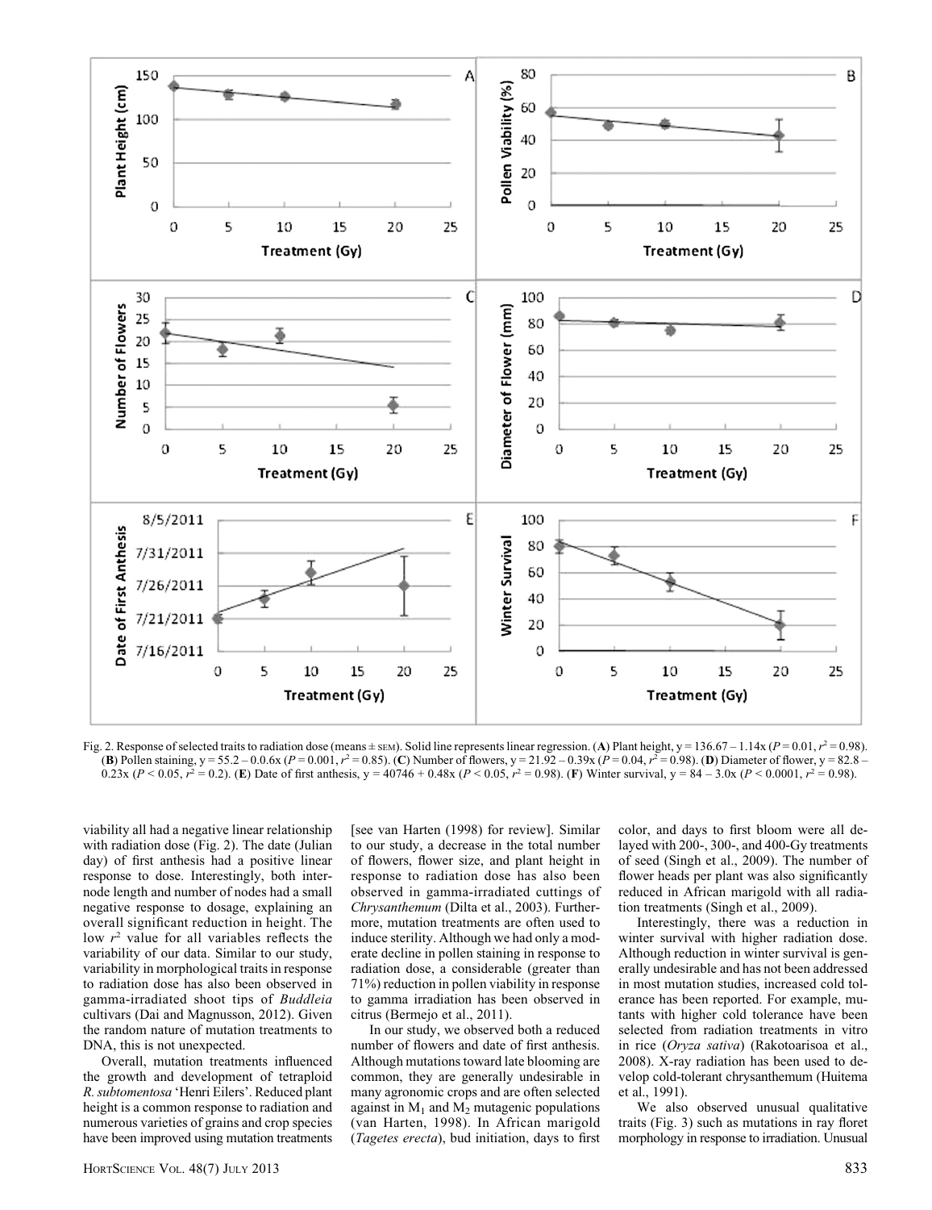Fig. 2. Response of selected traits to radiation dose (means ± SEM). Solid line represents linear regression. (**A**) Plant height, y = 136.67 – 1.14x ($P = 0.01$, $r^2 = 0.98$). (**B**) Pollen staining, y = 55.2 – 0.0.6x ($P = 0.001$, $r^2 = 0.85$). (**C**) Number of flowers, y = 21.92 – 0.39x ($P = 0.04$, $r^2 = 0.98$). (**D**) Diameter of flower, y = 82.8 – 0.23x ($P < 0.05$, $r^2 = 0.2$). (**E**) Date of first anthesis, y = 40746 + 0.48x ($P < 0.05$, $r^2 = 0.98$). (**F**) Winter survival, y = 84 – 3.0x ($P < 0.0001$, $r^2 = 0.98$).

viability all had a negative linear relationship with radiation dose (Fig. 2). The date (Julian day) of first anthesis had a positive linear response to dose. Interestingly, both internode length and number of nodes had a small negative response to dosage, explaining an overall significant reduction in height. The low $r^2$ value for all variables reflects the variability of our data. Similar to our study, variability in morphological traits in response to radiation dose has also been observed in gamma-irradiated shoot tips of *Buddleia* cultivars (Dai and Magnusson, 2012). Given the random nature of mutation treatments to DNA, this is not unexpected.

Overall, mutation treatments influenced the growth and development of tetraploid *R. subtomentosa* 'Henri Eilers'. Reduced plant height is a common response to radiation and numerous varieties of grains and crop species have been improved using mutation treatments [see van Harten (1998) for review]. Similar to our study, a decrease in the total number of flowers, flower size, and plant height in response to radiation dose has also been observed in gamma-irradiated cuttings of *Chrysanthemum* (Dilta et al., 2003). Furthermore, mutation treatments are often used to induce sterility. Although we had only a moderate decline in pollen staining in response to radiation dose, a considerable (greater than 71%) reduction in pollen viability in response to gamma irradiation has been observed in citrus (Bermejo et al., 2011).

In our study, we observed both a reduced number of flowers and date of first anthesis. Although mutations toward late blooming are common, they are generally undesirable in many agronomic crops and are often selected against in $M_1$ and $M_2$ mutagenic populations (van Harten, 1998). In African marigold (*Tagetes erecta*), bud initiation, days to first color, and days to first bloom were all delayed with 200-, 300-, and 400-Gy treatments of seed (Singh et al., 2009). The number of flower heads per plant was also significantly reduced in African marigold with all radiation treatments (Singh et al., 2009).

Interestingly, there was a reduction in winter survival with higher radiation dose. Although reduction in winter survival is generally undesirable and has not been addressed in most mutation studies, increased cold tolerance has been reported. For example, mutants with higher cold tolerance have been selected from radiation treatments in vitro in rice (*Oryza sativa*) (Rakotoarisoa et al., 2008). X-ray radiation has been used to develop cold-tolerant chrysanthemum (Huitema et al., 1991).

We also observed unusual qualitative traits (Fig. 3) such as mutations in ray floret morphology in response to irradiation. Unusual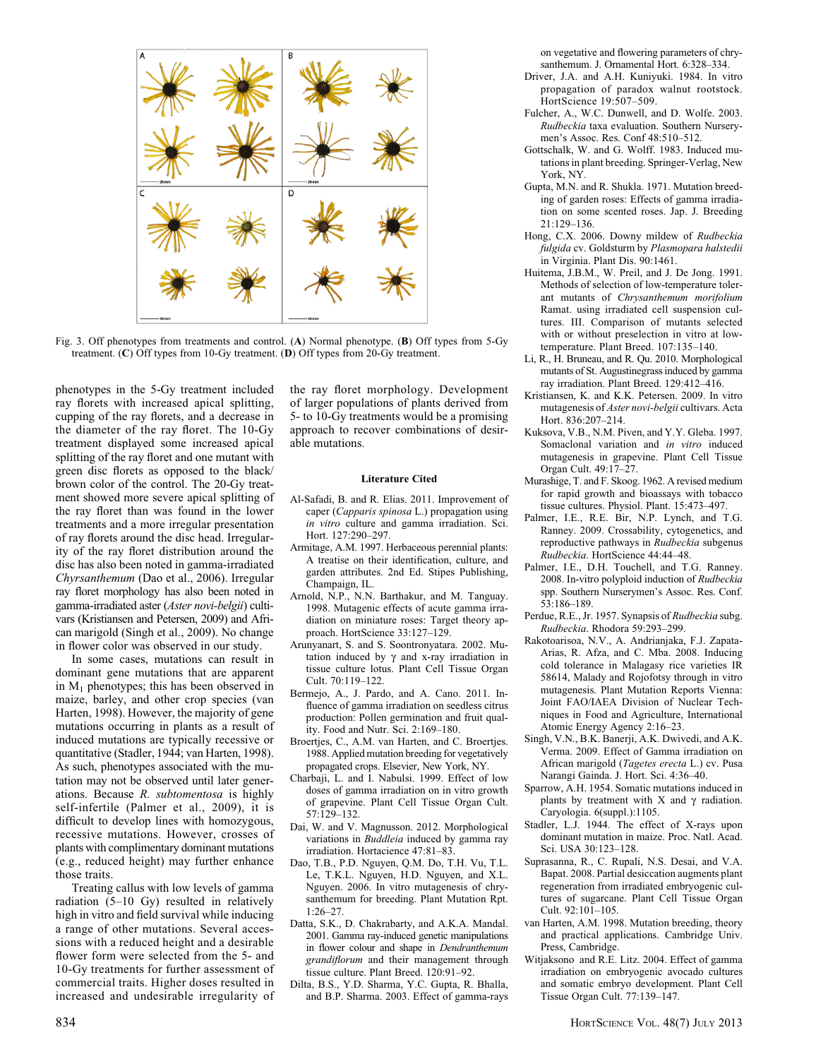Fig. 3. Off phenotypes from treatments and control. (**A**) Normal phenotype. (**B**) Off types from 5-Gy treatment. (**C**) Off types from 10-Gy treatment. (**D**) Off types from 20-Gy treatment.

phenotypes in the 5-Gy treatment included ray florets with increased apical splitting, cupping of the ray florets, and a decrease in the diameter of the ray floret. The 10-Gy treatment displayed some increased apical splitting of the ray floret and one mutant with green disc florets as opposed to the black/brown color of the control. The 20-Gy treatment showed more severe apical splitting of the ray floret than was found in the lower treatments and a more irregular presentation of ray florets around the disc head. Irregularity of the ray floret distribution around the disc has also been noted in gamma-irradiated *Chyrsanthemum* (Dao et al., 2006). Irregular ray floret morphology has also been noted in gamma-irradiated aster (*Aster novi-belgii*) cultivars (Kristiansen and Petersen, 2009) and African marigold (Singh et al., 2009). No change in flower color was observed in our study.

In some cases, mutations can result in dominant gene mutations that are apparent in $M_1$ phenotypes; this has been observed in maize, barley, and other crop species (van Harten, 1998). However, the majority of gene mutations occurring in plants as a result of induced mutations are typically recessive or quantitative (Stadler, 1944; van Harten, 1998). As such, phenotypes associated with the mutation may not be observed until later generations. Because *R. subtomentosa* is highly self-infertile (Palmer et al., 2009), it is difficult to develop lines with homozygous, recessive mutations. However, crosses of plants with complimentary dominant mutations (e.g., reduced height) may further enhance those traits.

Treating callus with low levels of gamma radiation (5–10 Gy) resulted in relatively high in vitro and field survival while inducing a range of other mutations. Several accessions with a reduced height and a desirable flower form were selected from the 5- and 10-Gy treatments for further assessment of commercial traits. Higher doses resulted in increased and undesirable irregularity of the ray floret morphology. Development of larger populations of plants derived from 5- to 10-Gy treatments would be a promising approach to recover combinations of desirable mutations.

## Literature Cited

Al-Safadi, B. and R. Elias. 2011. Improvement of caper (*Capparis spinosa* L.) propagation using *in vitro* culture and gamma irradiation. Sci. Hort. 127:290–297.

Armitage, A.M. 1997. Herbaceous perennial plants: A treatise on their identification, culture, and garden attributes. 2nd Ed. Stipes Publishing, Champaign, IL.

Arnold, N.P., N.N. Barthakur, and M. Tanguay. 1998. Mutagenic effects of acute gamma irradiation on miniature roses: Target theory approach. HortScience 33:127–129.

Arunyanart, S. and S. Soontronyatara. 2002. Mutation induced by γ and x-ray irradiation in tissue culture lotus. Plant Cell Tissue Organ Cult. 70:119–122.

Bermejo, A., J. Pardo, and A. Cano. 2011. Influence of gamma irradiation on seedless citrus production: Pollen germination and fruit quality. Food and Nutr. Sci. 2:169–180.

Broertjes, C., A.M. van Harten, and C. Broertjes. 1988. Applied mutation breeding for vegetatively propagated crops. Elsevier, New York, NY.

Charbaji, L. and I. Nabulsi. 1999. Effect of low doses of gamma irradiation on in vitro growth of grapevine. Plant Cell Tissue Organ Cult. 57:129–132.

Dai, W. and V. Magnusson. 2012. Morphological variations in *Buddleia* induced by gamma ray irradiation. Hortacience 47:81–83.

Dao, T.B., P.D. Nguyen, Q.M. Do, T.H. Vu, T.L. Le, T.K.L. Nguyen, H.D. Nguyen, and X.L. Nguyen. 2006. In vitro mutagenesis of chrysanthemum for breeding. Plant Mutation Rpt. 1:26–27.

Datta, S.K., D. Chakrabarty, and A.K.A. Mandal. 2001. Gamma ray-induced genetic manipulations in flower colour and shape in *Dendranthemum grandiflorum* and their management through tissue culture. Plant Breed. 120:91–92.

Dilta, B.S., Y.D. Sharma, Y.C. Gupta, R. Bhalla, and B.P. Sharma. 2003. Effect of gamma-rays on vegetative and flowering parameters of chrysanthemum. J. Ornamental Hort. 6:328–334.

Driver, J.A. and A.H. Kuniyuki. 1984. In vitro propagation of paradox walnut rootstock. HortScience 19:507–509.

Fulcher, A., W.C. Dunwell, and D. Wolfe. 2003. *Rudbeckia* taxa evaluation. Southern Nurserymen's Assoc. Res. Conf 48:510–512.

Gottschalk, W. and G. Wolff. 1983. Induced mutations in plant breeding. Springer-Verlag, New York, NY.

Gupta, M.N. and R. Shukla. 1971. Mutation breeding of garden roses: Effects of gamma irradiation on some scented roses. Jap. J. Breeding 21:129–136.

Hong, C.X. 2006. Downy mildew of *Rudbeckia fulgida* cv. Goldsturm by *Plasmopara halstedii* in Virginia. Plant Dis. 90:1461.

Huitema, J.B.M., W. Preil, and J. De Jong. 1991. Methods of selection of low-temperature tolerant mutants of *Chrysanthemum morifolium* Ramat. using irradiated cell suspension cultures. III. Comparison of mutants selected with or without preselection in vitro at low-temperature. Plant Breed. 107:135–140.

Li, R., H. Bruneau, and R. Qu. 2010. Morphological mutants of St. Augustinegrass induced by gamma ray irradiation. Plant Breed. 129:412–416.

Kristiansen, K. and K.K. Petersen. 2009. In vitro mutagenesis of *Aster novi-belgii* cultivars. Acta Hort. 836:207–214.

Kuksova, V.B., N.M. Piven, and Y.Y. Gleba. 1997. Somaclonal variation and *in vitro* induced mutagenesis in grapevine. Plant Cell Tissue Organ Cult. 49:17–27.

Murashige, T. and F. Skoog. 1962. A revised medium for rapid growth and bioassays with tobacco tissue cultures. Physiol. Plant. 15:473–497.

Palmer, I.E., R.E. Bir, N.P. Lynch, and T.G. Ranney. 2009. Crossability, cytogenetics, and reproductive pathways in *Rudbeckia* subgenus *Rudbeckia*. HortScience 44:44–48.

Palmer, I.E., D.H. Touchell, and T.G. Ranney. 2008. In-vitro polyploid induction of *Rudbeckia* spp. Southern Nurserymen's Assoc. Res. Conf. 53:186–189.

Perdue, R.E., Jr. 1957. Synapsis of *Rudbeckia* subg. *Rudbeckia*. Rhodora 59:293–299.

Rakotoarisoa, N.V., A. Andrianjaka, F.J. Zapata-Arias, R. Afza, and C. Mba. 2008. Inducing cold tolerance in Malagasy rice varieties IR 58614, Malady and Rojofotsy through in vitro mutagenesis. Plant Mutation Reports Vienna: Joint FAO/IAEA Division of Nuclear Techniques in Food and Agriculture, International Atomic Energy Agency 2:16–23.

Singh, V.N., B.K. Banerji, A.K. Dwivedi, and A.K. Verma. 2009. Effect of Gamma irradiation on African marigold (*Tagetes erecta* L.) cv. Pusa Narangi Gainda. J. Hort. Sci. 4:36–40.

Sparrow, A.H. 1954. Somatic mutations induced in plants by treatment with X and γ radiation. Caryologia. 6(suppl.):1105.

Stadler, L.J. 1944. The effect of X-rays upon dominant mutation in maize. Proc. Natl. Acad. Sci. USA 30:123–128.

Suprasanna, R., C. Rupali, N.S. Desai, and V.A. Bapat. 2008. Partial desiccation augments plant regeneration from irradiated embryogenic cultures of sugarcane. Plant Cell Tissue Organ Cult. 92:101–105.

van Harten, A.M. 1998. Mutation breeding, theory and practical applications. Cambridge Univ. Press, Cambridge.

Witjaksono and R.E. Litz. 2004. Effect of gamma irradiation on embryogenic avocado cultures and somatic embryo development. Plant Cell Tissue Organ Cult. 77:139–147.